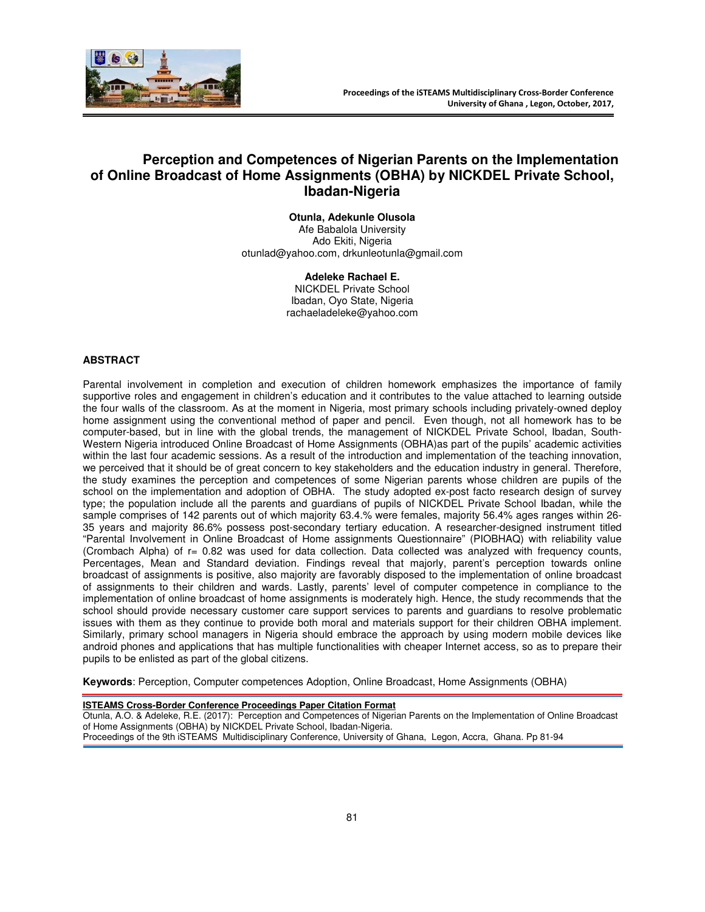# Perception and Competences of Nigerian Parents on the Implementation of Online Broadcast of Home Assignments (OBHA) by NICKDEL Private School, Ibadan-Nigeria

**Otunla, Adekunle Olusola**
Afe Babalola University
Ado Ekiti, Nigeria
otunlad@yahoo.com, drkunleotunla@gmail.com

**Adeleke Rachael E.**
NICKDEL Private School
Ibadan, Oyo State, Nigeria
rachaeladeleke@yahoo.com

## ABSTRACT

Parental involvement in completion and execution of children homework emphasizes the importance of family supportive roles and engagement in children's education and it contributes to the value attached to learning outside the four walls of the classroom. As at the moment in Nigeria, most primary schools including privately-owned deploy home assignment using the conventional method of paper and pencil. Even though, not all homework has to be computer-based, but in line with the global trends, the management of NICKDEL Private School, Ibadan, South-Western Nigeria introduced Online Broadcast of Home Assignments (OBHA)as part of the pupils' academic activities within the last four academic sessions. As a result of the introduction and implementation of the teaching innovation, we perceived that it should be of great concern to key stakeholders and the education industry in general. Therefore, the study examines the perception and competences of some Nigerian parents whose children are pupils of the school on the implementation and adoption of OBHA. The study adopted ex-post facto research design of survey type; the population include all the parents and guardians of pupils of NICKDEL Private School Ibadan, while the sample comprises of 142 parents out of which majority 63.4.% were females, majority 56.4% ages ranges within 26-35 years and majority 86.6% possess post-secondary tertiary education. A researcher-designed instrument titled "Parental Involvement in Online Broadcast of Home assignments Questionnaire" (PIOBHAQ) with reliability value (Crombach Alpha) of r= 0.82 was used for data collection. Data collected was analyzed with frequency counts, Percentages, Mean and Standard deviation. Findings reveal that majorly, parent's perception towards online broadcast of assignments is positive, also majority are favorably disposed to the implementation of online broadcast of assignments to their children and wards. Lastly, parents' level of computer competence in compliance to the implementation of online broadcast of home assignments is moderately high. Hence, the study recommends that the school should provide necessary customer care support services to parents and guardians to resolve problematic issues with them as they continue to provide both moral and materials support for their children OBHA implement. Similarly, primary school managers in Nigeria should embrace the approach by using modern mobile devices like android phones and applications that has multiple functionalities with cheaper Internet access, so as to prepare their pupils to be enlisted as part of the global citizens.

**Keywords**: Perception, Computer competences Adoption, Online Broadcast, Home Assignments (OBHA)

**ISTEAMS Cross-Border Conference Proceedings Paper Citation Format**
Otunla, A.O. & Adeleke, R.E. (2017): Perception and Competences of Nigerian Parents on the Implementation of Online Broadcast of Home Assignments (OBHA) by NICKDEL Private School, Ibadan-Nigeria.
Proceedings of the 9th iSTEAMS Multidisciplinary Conference, University of Ghana, Legon, Accra, Ghana. Pp 81-94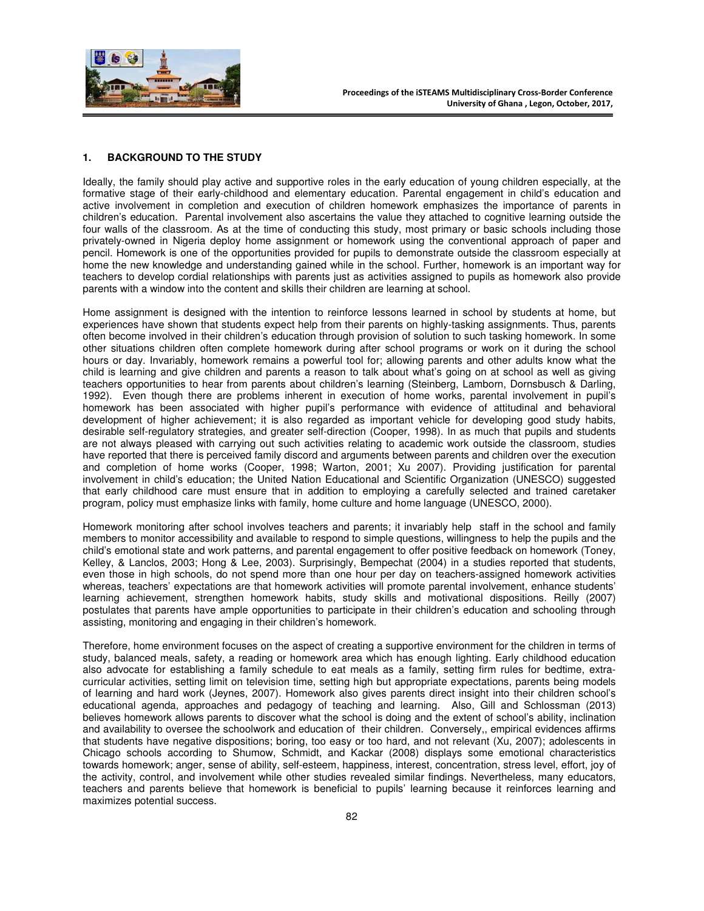## 1. BACKGROUND TO THE STUDY

Ideally, the family should play active and supportive roles in the early education of young children especially, at the formative stage of their early-childhood and elementary education. Parental engagement in child's education and active involvement in completion and execution of children homework emphasizes the importance of parents in children's education. Parental involvement also ascertains the value they attached to cognitive learning outside the four walls of the classroom. As at the time of conducting this study, most primary or basic schools including those privately-owned in Nigeria deploy home assignment or homework using the conventional approach of paper and pencil. Homework is one of the opportunities provided for pupils to demonstrate outside the classroom especially at home the new knowledge and understanding gained while in the school. Further, homework is an important way for teachers to develop cordial relationships with parents just as activities assigned to pupils as homework also provide parents with a window into the content and skills their children are learning at school.

Home assignment is designed with the intention to reinforce lessons learned in school by students at home, but experiences have shown that students expect help from their parents on highly-tasking assignments. Thus, parents often become involved in their children's education through provision of solution to such tasking homework. In some other situations children often complete homework during after school programs or work on it during the school hours or day. Invariably, homework remains a powerful tool for; allowing parents and other adults know what the child is learning and give children and parents a reason to talk about what's going on at school as well as giving teachers opportunities to hear from parents about children's learning (Steinberg, Lamborn, Dornsbusch & Darling, 1992). Even though there are problems inherent in execution of home works, parental involvement in pupil's homework has been associated with higher pupil's performance with evidence of attitudinal and behavioral development of higher achievement; it is also regarded as important vehicle for developing good study habits, desirable self-regulatory strategies, and greater self-direction (Cooper, 1998). In as much that pupils and students are not always pleased with carrying out such activities relating to academic work outside the classroom, studies have reported that there is perceived family discord and arguments between parents and children over the execution and completion of home works (Cooper, 1998; Warton, 2001; Xu 2007). Providing justification for parental involvement in child's education; the United Nation Educational and Scientific Organization (UNESCO) suggested that early childhood care must ensure that in addition to employing a carefully selected and trained caretaker program, policy must emphasize links with family, home culture and home language (UNESCO, 2000).

Homework monitoring after school involves teachers and parents; it invariably help staff in the school and family members to monitor accessibility and available to respond to simple questions, willingness to help the pupils and the child's emotional state and work patterns, and parental engagement to offer positive feedback on homework (Toney, Kelley, & Lanclos, 2003; Hong & Lee, 2003). Surprisingly, Bempechat (2004) in a studies reported that students, even those in high schools, do not spend more than one hour per day on teachers-assigned homework activities whereas, teachers' expectations are that homework activities will promote parental involvement, enhance students' learning achievement, strengthen homework habits, study skills and motivational dispositions. Reilly (2007) postulates that parents have ample opportunities to participate in their children's education and schooling through assisting, monitoring and engaging in their children's homework.

Therefore, home environment focuses on the aspect of creating a supportive environment for the children in terms of study, balanced meals, safety, a reading or homework area which has enough lighting. Early childhood education also advocate for establishing a family schedule to eat meals as a family, setting firm rules for bedtime, extra-curricular activities, setting limit on television time, setting high but appropriate expectations, parents being models of learning and hard work (Jeynes, 2007). Homework also gives parents direct insight into their children school's educational agenda, approaches and pedagogy of teaching and learning. Also, Gill and Schlossman (2013) believes homework allows parents to discover what the school is doing and the extent of school's ability, inclination and availability to oversee the schoolwork and education of their children. Conversely,, empirical evidences affirms that students have negative dispositions; boring, too easy or too hard, and not relevant (Xu, 2007); adolescents in Chicago schools according to Shumow, Schmidt, and Kackar (2008) displays some emotional characteristics towards homework; anger, sense of ability, self-esteem, happiness, interest, concentration, stress level, effort, joy of the activity, control, and involvement while other studies revealed similar findings. Nevertheless, many educators, teachers and parents believe that homework is beneficial to pupils' learning because it reinforces learning and maximizes potential success.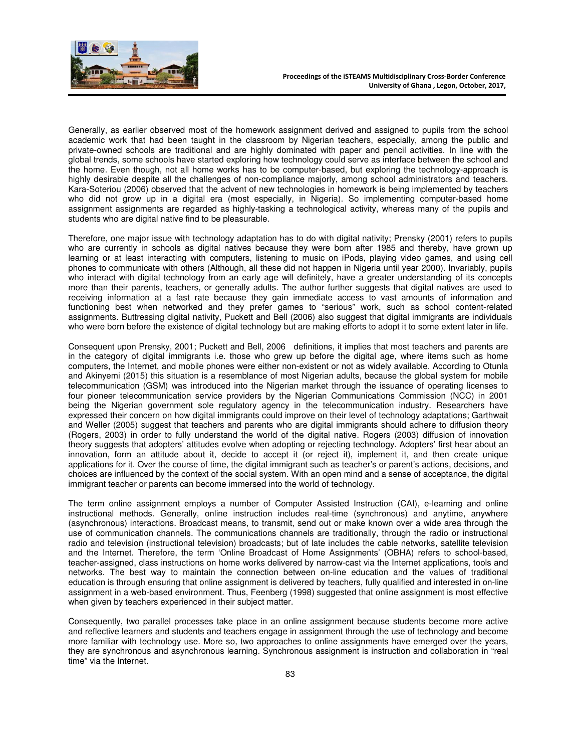Generally, as earlier observed most of the homework assignment derived and assigned to pupils from the school academic work that had been taught in the classroom by Nigerian teachers, especially, among the public and private-owned schools are traditional and are highly dominated with paper and pencil activities. In line with the global trends, some schools have started exploring how technology could serve as interface between the school and the home. Even though, not all home works has to be computer-based, but exploring the technology-approach is highly desirable despite all the challenges of non-compliance majorly, among school administrators and teachers. Kara-Soteriou (2006) observed that the advent of new technologies in homework is being implemented by teachers who did not grow up in a digital era (most especially, in Nigeria). So implementing computer-based home assignment assignments are regarded as highly-tasking a technological activity, whereas many of the pupils and students who are digital native find to be pleasurable.

Therefore, one major issue with technology adaptation has to do with digital nativity; Prensky (2001) refers to pupils who are currently in schools as digital natives because they were born after 1985 and thereby, have grown up learning or at least interacting with computers, listening to music on iPods, playing video games, and using cell phones to communicate with others (Although, all these did not happen in Nigeria until year 2000). Invariably, pupils who interact with digital technology from an early age will definitely, have a greater understanding of its concepts more than their parents, teachers, or generally adults. The author further suggests that digital natives are used to receiving information at a fast rate because they gain immediate access to vast amounts of information and functioning best when networked and they prefer games to "serious" work, such as school content-related assignments. Buttressing digital nativity, Puckett and Bell (2006) also suggest that digital immigrants are individuals who were born before the existence of digital technology but are making efforts to adopt it to some extent later in life.

Consequent upon Prensky, 2001; Puckett and Bell, 2006 definitions, it implies that most teachers and parents are in the category of digital immigrants i.e. those who grew up before the digital age, where items such as home computers, the Internet, and mobile phones were either non-existent or not as widely available. According to Otunla and Akinyemi (2015) this situation is a resemblance of most Nigerian adults, because the global system for mobile telecommunication (GSM) was introduced into the Nigerian market through the issuance of operating licenses to four pioneer telecommunication service providers by the Nigerian Communications Commission (NCC) in 2001 being the Nigerian government sole regulatory agency in the telecommunication industry. Researchers have expressed their concern on how digital immigrants could improve on their level of technology adaptations; Garthwait and Weller (2005) suggest that teachers and parents who are digital immigrants should adhere to diffusion theory (Rogers, 2003) in order to fully understand the world of the digital native. Rogers (2003) diffusion of innovation theory suggests that adopters' attitudes evolve when adopting or rejecting technology. Adopters' first hear about an innovation, form an attitude about it, decide to accept it (or reject it), implement it, and then create unique applications for it. Over the course of time, the digital immigrant such as teacher's or parent's actions, decisions, and choices are influenced by the context of the social system. With an open mind and a sense of acceptance, the digital immigrant teacher or parents can become immersed into the world of technology.

The term online assignment employs a number of Computer Assisted Instruction (CAI), e-learning and online instructional methods. Generally, online instruction includes real-time (synchronous) and anytime, anywhere (asynchronous) interactions. Broadcast means, to transmit, send out or make known over a wide area through the use of communication channels. The communications channels are traditionally, through the radio or instructional radio and television (instructional television) broadcasts; but of late includes the cable networks, satellite television and the Internet. Therefore, the term 'Online Broadcast of Home Assignments' (OBHA) refers to school-based, teacher-assigned, class instructions on home works delivered by narrow-cast via the Internet applications, tools and networks. The best way to maintain the connection between on-line education and the values of traditional education is through ensuring that online assignment is delivered by teachers, fully qualified and interested in on-line assignment in a web-based environment. Thus, Feenberg (1998) suggested that online assignment is most effective when given by teachers experienced in their subject matter.

Consequently, two parallel processes take place in an online assignment because students become more active and reflective learners and students and teachers engage in assignment through the use of technology and become more familiar with technology use. More so, two approaches to online assignments have emerged over the years, they are synchronous and asynchronous learning. Synchronous assignment is instruction and collaboration in "real time" via the Internet.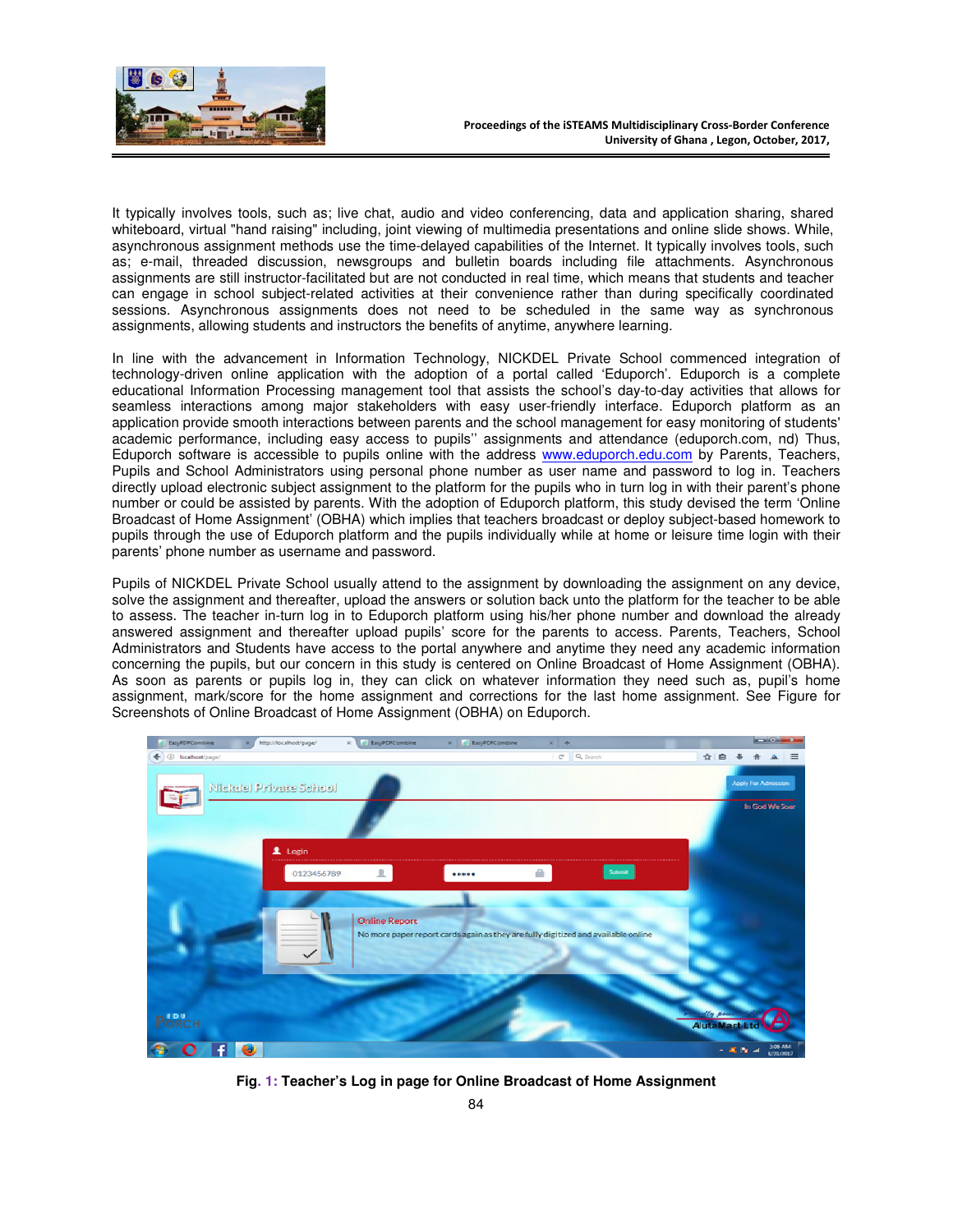It typically involves tools, such as; live chat, audio and video conferencing, data and application sharing, shared whiteboard, virtual "hand raising" including, joint viewing of multimedia presentations and online slide shows. While, asynchronous assignment methods use the time-delayed capabilities of the Internet. It typically involves tools, such as; e-mail, threaded discussion, newsgroups and bulletin boards including file attachments. Asynchronous assignments are still instructor-facilitated but are not conducted in real time, which means that students and teacher can engage in school subject-related activities at their convenience rather than during specifically coordinated sessions. Asynchronous assignments does not need to be scheduled in the same way as synchronous assignments, allowing students and instructors the benefits of anytime, anywhere learning.

In line with the advancement in Information Technology, NICKDEL Private School commenced integration of technology-driven online application with the adoption of a portal called 'Eduporch'. Eduporch is a complete educational Information Processing management tool that assists the school's day-to-day activities that allows for seamless interactions among major stakeholders with easy user-friendly interface. Eduporch platform as an application provide smooth interactions between parents and the school management for easy monitoring of students' academic performance, including easy access to pupils'' assignments and attendance (eduporch.com, nd) Thus, Eduporch software is accessible to pupils online with the address www.eduporch.edu.com by Parents, Teachers, Pupils and School Administrators using personal phone number as user name and password to log in. Teachers directly upload electronic subject assignment to the platform for the pupils who in turn log in with their parent's phone number or could be assisted by parents. With the adoption of Eduporch platform, this study devised the term 'Online Broadcast of Home Assignment' (OBHA) which implies that teachers broadcast or deploy subject-based homework to pupils through the use of Eduporch platform and the pupils individually while at home or leisure time login with their parents' phone number as username and password.

Pupils of NICKDEL Private School usually attend to the assignment by downloading the assignment on any device, solve the assignment and thereafter, upload the answers or solution back unto the platform for the teacher to be able to assess. The teacher in-turn log in to Eduporch platform using his/her phone number and download the already answered assignment and thereafter upload pupils' score for the parents to access. Parents, Teachers, School Administrators and Students have access to the portal anywhere and anytime they need any academic information concerning the pupils, but our concern in this study is centered on Online Broadcast of Home Assignment (OBHA). As soon as parents or pupils log in, they can click on whatever information they need such as, pupil's home assignment, mark/score for the home assignment and corrections for the last home assignment. See Figure for Screenshots of Online Broadcast of Home Assignment (OBHA) on Eduporch.

**Fig. 1: Teacher's Log in page for Online Broadcast of Home Assignment**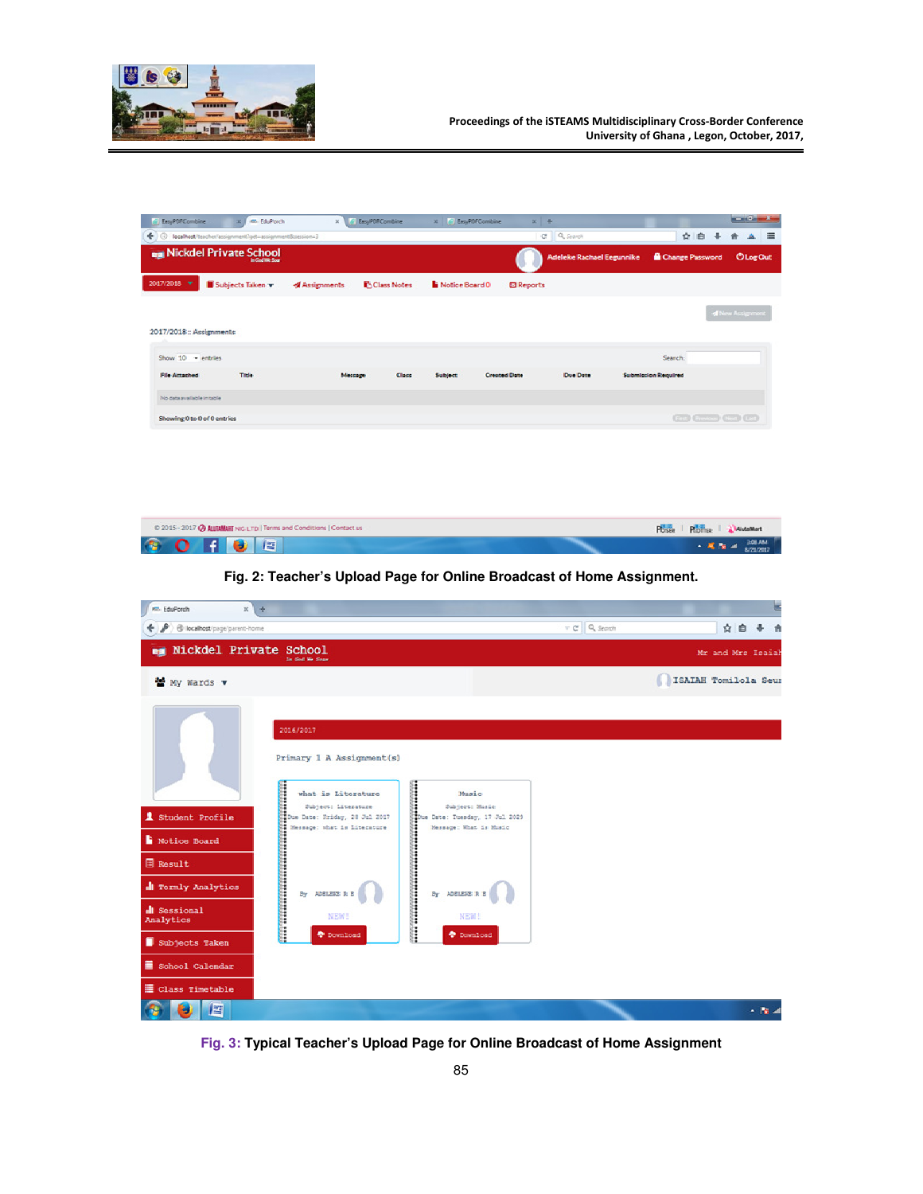Fig. 2: Teacher's Upload Page for Online Broadcast of Home Assignment.

Fig. 3: Typical Teacher's Upload Page for Online Broadcast of Home Assignment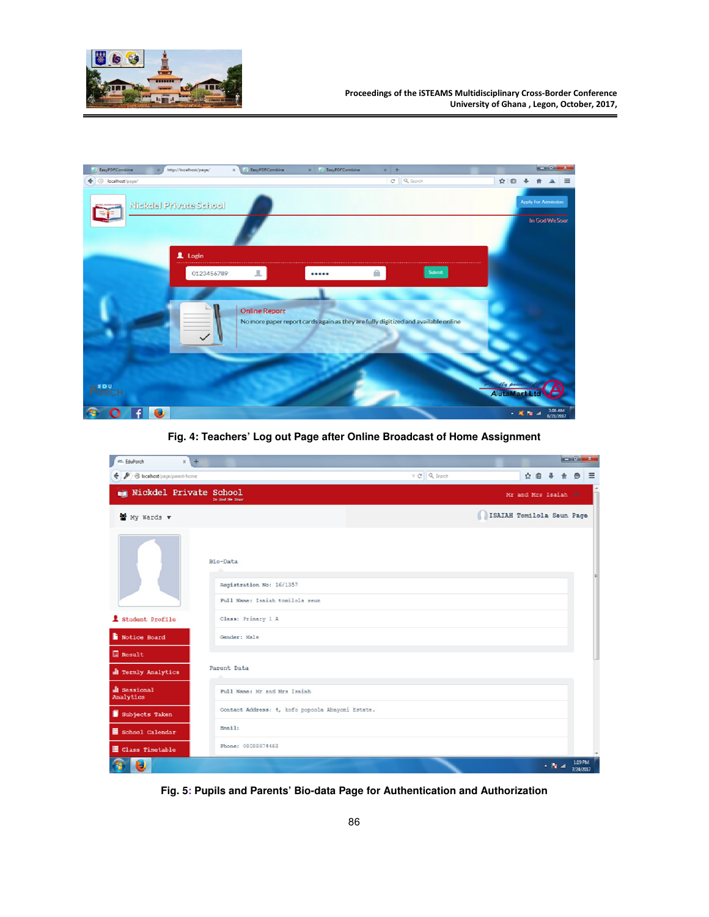Fig. 4: Teachers' Log out Page after Online Broadcast of Home Assignment

Fig. 5: Pupils and Parents' Bio-data Page for Authentication and Authorization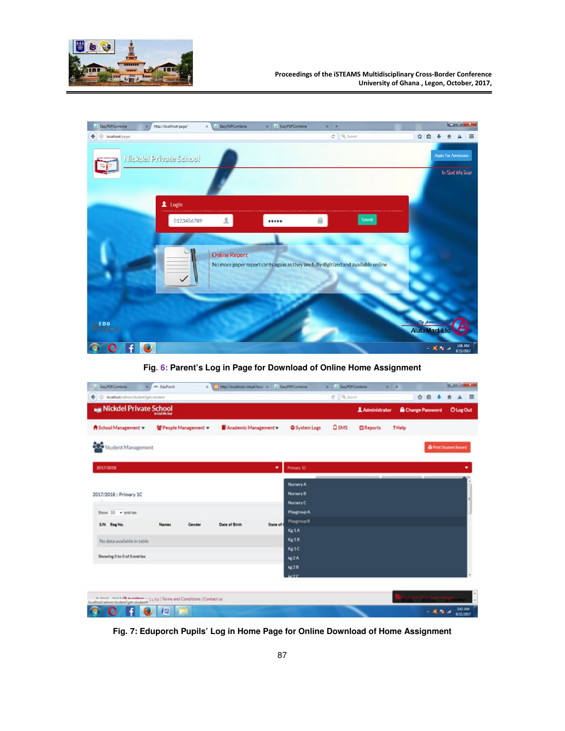Fig. 6: Parent's Log in Page for Download of Online Home Assignment

Fig. 7: Eduporch Pupils' Log in Home Page for Online Download of Home Assignment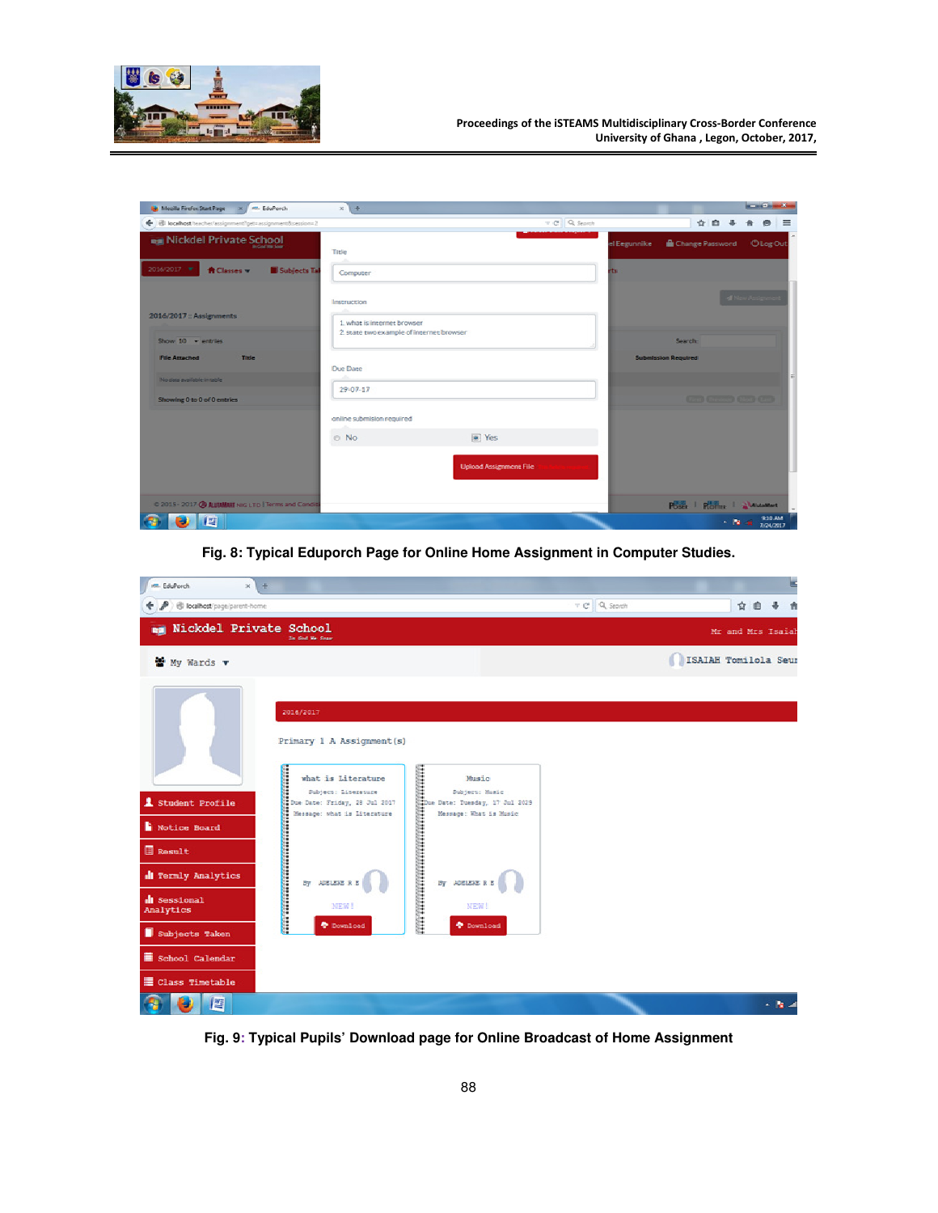Fig. 8: Typical Eduporch Page for Online Home Assignment in Computer Studies.

Fig. 9: Typical Pupils' Download page for Online Broadcast of Home Assignment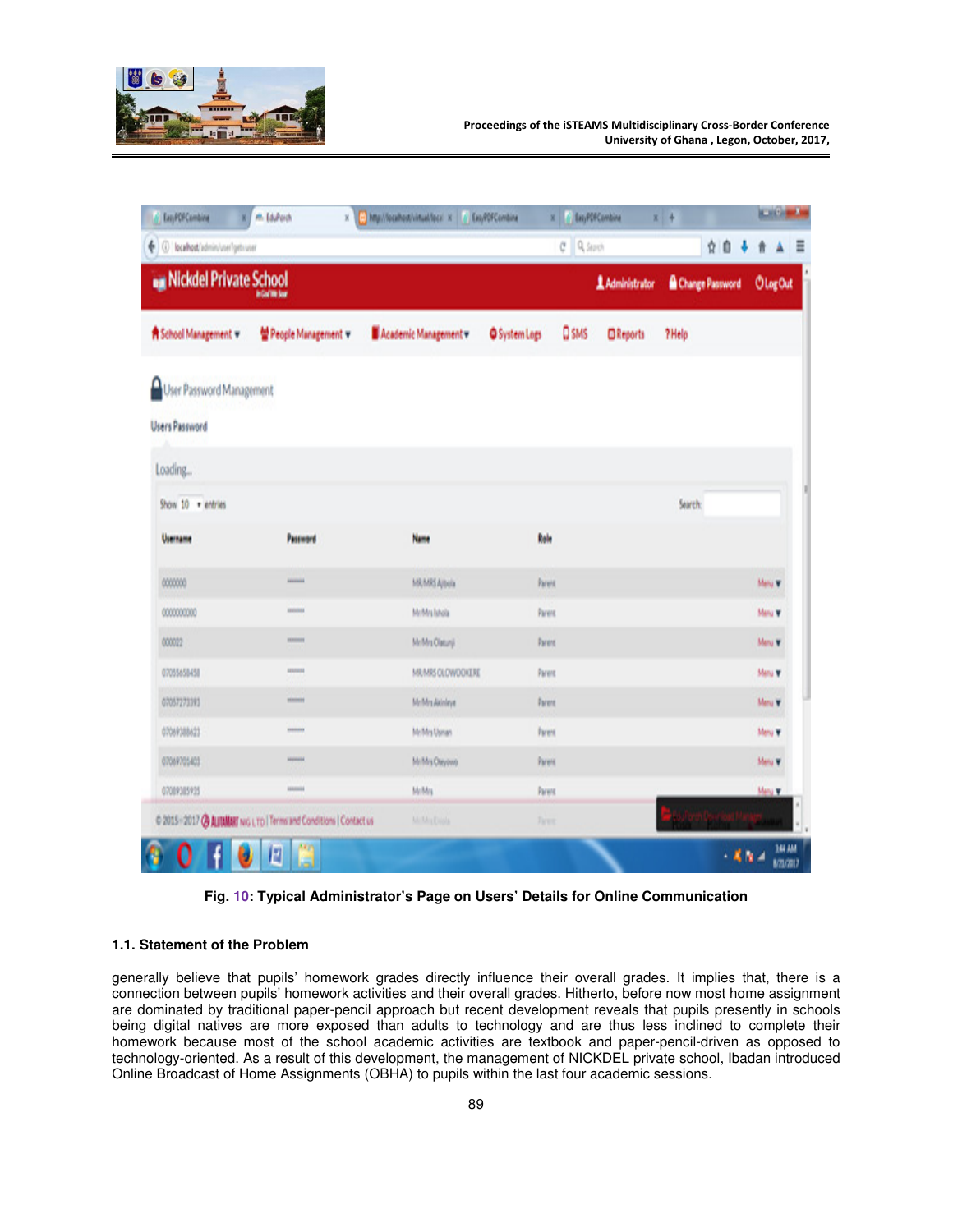Fig. 10: Typical Administrator's Page on Users' Details for Online Communication

### 1.1. Statement of the Problem

generally believe that pupils' homework grades directly influence their overall grades. It implies that, there is a connection between pupils' homework activities and their overall grades. Hitherto, before now most home assignment are dominated by traditional paper-pencil approach but recent development reveals that pupils presently in schools being digital natives are more exposed than adults to technology and are thus less inclined to complete their homework because most of the school academic activities are textbook and paper-pencil-driven as opposed to technology-oriented. As a result of this development, the management of NICKDEL private school, Ibadan introduced Online Broadcast of Home Assignments (OBHA) to pupils within the last four academic sessions.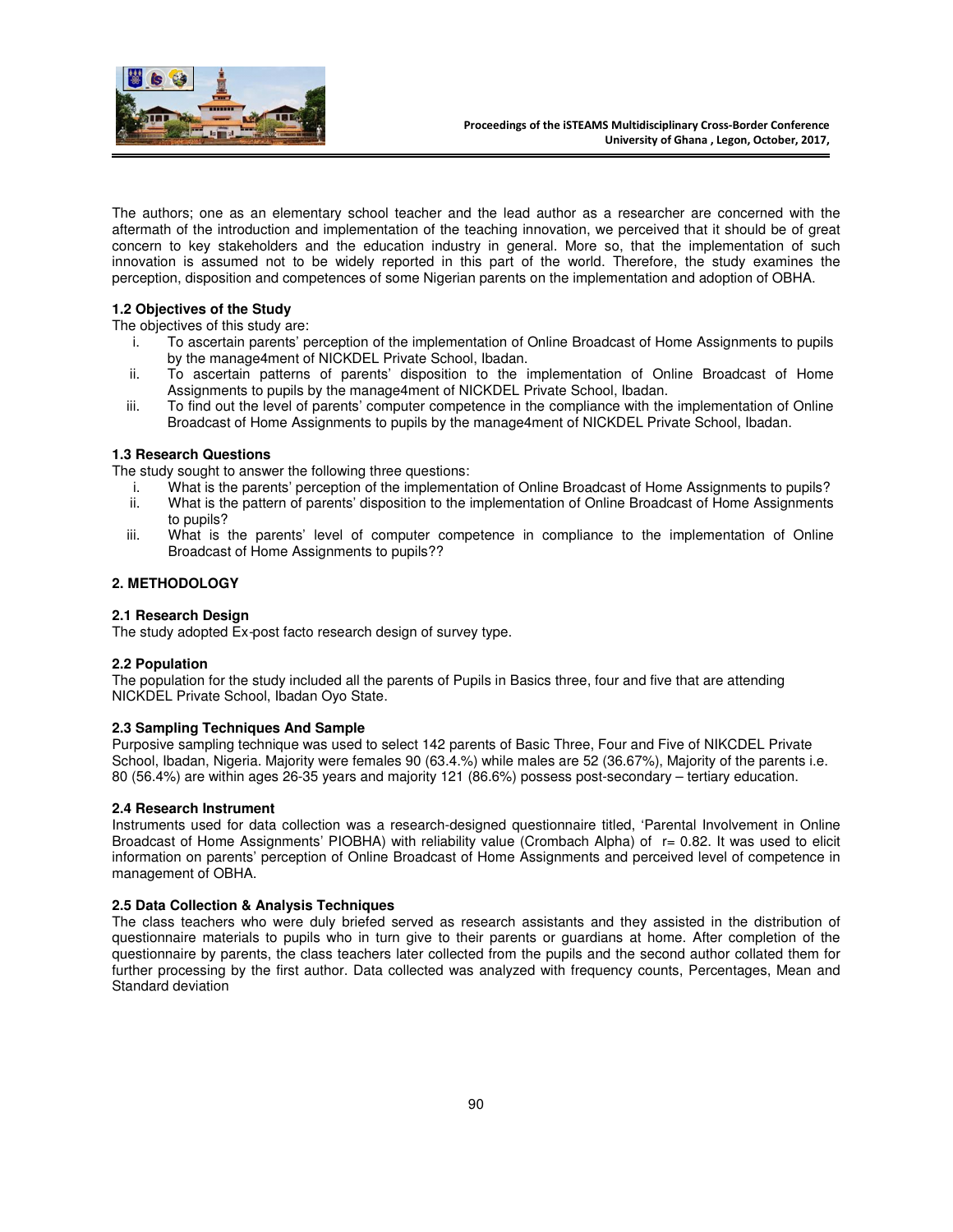The authors; one as an elementary school teacher and the lead author as a researcher are concerned with the aftermath of the introduction and implementation of the teaching innovation, we perceived that it should be of great concern to key stakeholders and the education industry in general. More so, that the implementation of such innovation is assumed not to be widely reported in this part of the world. Therefore, the study examines the perception, disposition and competences of some Nigerian parents on the implementation and adoption of OBHA.

**1.2 Objectives of the Study**

The objectives of this study are:

i. To ascertain parents' perception of the implementation of Online Broadcast of Home Assignments to pupils by the manage4ment of NICKDEL Private School, Ibadan.
ii. To ascertain patterns of parents' disposition to the implementation of Online Broadcast of Home Assignments to pupils by the manage4ment of NICKDEL Private School, Ibadan.
iii. To find out the level of parents' computer competence in the compliance with the implementation of Online Broadcast of Home Assignments to pupils by the manage4ment of NICKDEL Private School, Ibadan.

**1.3 Research Questions**

The study sought to answer the following three questions:

i. What is the parents' perception of the implementation of Online Broadcast of Home Assignments to pupils?
ii. What is the pattern of parents' disposition to the implementation of Online Broadcast of Home Assignments to pupils?
iii. What is the parents' level of computer competence in compliance to the implementation of Online Broadcast of Home Assignments to pupils??

## 2. METHODOLOGY

**2.1 Research Design**

The study adopted Ex-post facto research design of survey type.

**2.2 Population**

The population for the study included all the parents of Pupils in Basics three, four and five that are attending NICKDEL Private School, Ibadan Oyo State.

**2.3 Sampling Techniques And Sample**

Purposive sampling technique was used to select 142 parents of Basic Three, Four and Five of NIKCDEL Private School, Ibadan, Nigeria. Majority were females 90 (63.4.%) while males are 52 (36.67%), Majority of the parents i.e. 80 (56.4%) are within ages 26-35 years and majority 121 (86.6%) possess post-secondary – tertiary education.

**2.4 Research Instrument**

Instruments used for data collection was a research-designed questionnaire titled, 'Parental Involvement in Online Broadcast of Home Assignments' PIOBHA) with reliability value (Crombach Alpha) of r= 0.82. It was used to elicit information on parents' perception of Online Broadcast of Home Assignments and perceived level of competence in management of OBHA.

**2.5 Data Collection & Analysis Techniques**

The class teachers who were duly briefed served as research assistants and they assisted in the distribution of questionnaire materials to pupils who in turn give to their parents or guardians at home. After completion of the questionnaire by parents, the class teachers later collected from the pupils and the second author collated them for further processing by the first author. Data collected was analyzed with frequency counts, Percentages, Mean and Standard deviation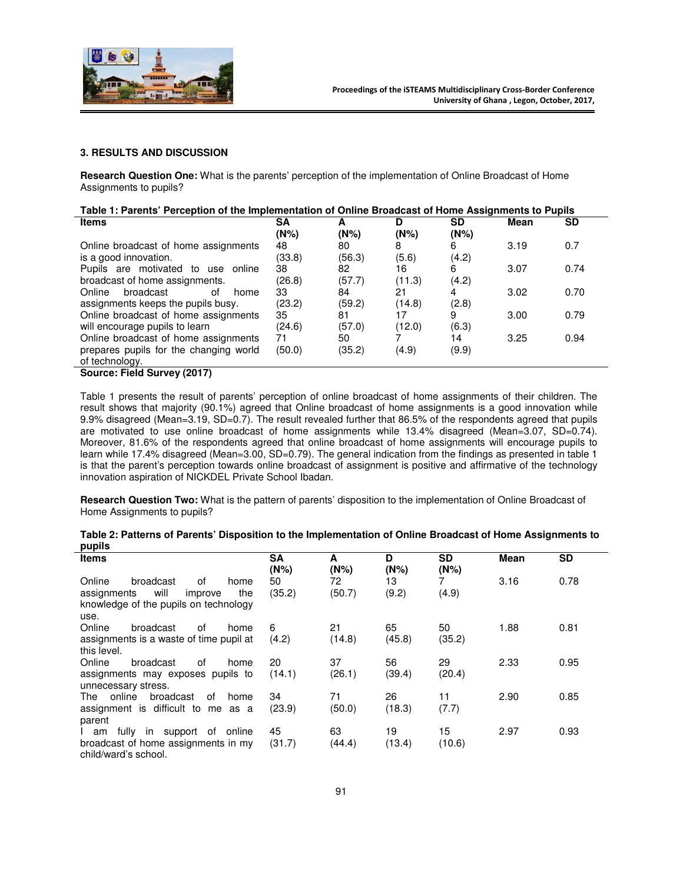## 3. RESULTS AND DISCUSSION

**Research Question One:** What is the parents' perception of the implementation of Online Broadcast of Home Assignments to pupils?

**Table 1: Parents' Perception of the Implementation of Online Broadcast of Home Assignments to Pupils**

| Items | SA (N%) | A (N%) | D (N%) | SD (N%) | Mean | SD |
|---|---|---|---|---|---|---|
| Online broadcast of home assignments is a good innovation. | 48 (33.8) | 80 (56.3) | 8 (5.6) | 6 (4.2) | 3.19 | 0.7 |
| Pupils are motivated to use online broadcast of home assignments. | 38 (26.8) | 82 (57.7) | 16 (11.3) | 6 (4.2) | 3.07 | 0.74 |
| Online broadcast of home assignments keeps the pupils busy. | 33 (23.2) | 84 (59.2) | 21 (14.8) | 4 (2.8) | 3.02 | 0.70 |
| Online broadcast of home assignments will encourage pupils to learn | 35 (24.6) | 81 (57.0) | 17 (12.0) | 9 (6.3) | 3.00 | 0.79 |
| Online broadcast of home assignments prepares pupils for the changing world of technology. | 71 (50.0) | 50 (35.2) | 7 (4.9) | 14 (9.9) | 3.25 | 0.94 |

**Source: Field Survey (2017)**

Table 1 presents the result of parents' perception of online broadcast of home assignments of their children. The result shows that majority (90.1%) agreed that Online broadcast of home assignments is a good innovation while 9.9% disagreed (Mean=3.19, SD=0.7). The result revealed further that 86.5% of the respondents agreed that pupils are motivated to use online broadcast of home assignments while 13.4% disagreed (Mean=3.07, SD=0.74). Moreover, 81.6% of the respondents agreed that online broadcast of home assignments will encourage pupils to learn while 17.4% disagreed (Mean=3.00, SD=0.79). The general indication from the findings as presented in table 1 is that the parent's perception towards online broadcast of assignment is positive and affirmative of the technology innovation aspiration of NICKDEL Private School Ibadan.

**Research Question Two:** What is the pattern of parents' disposition to the implementation of Online Broadcast of Home Assignments to pupils?

**Table 2: Patterns of Parents' Disposition to the Implementation of Online Broadcast of Home Assignments to pupils**

| Items | SA (N%) | A (N%) | D (N%) | SD (N%) | Mean | SD |
|---|---|---|---|---|---|---|
| Online broadcast of home assignments will improve the knowledge of the pupils on technology use. | 50 (35.2) | 72 (50.7) | 13 (9.2) | 7 (4.9) | 3.16 | 0.78 |
| Online broadcast of home assignments is a waste of time pupil at this level. | 6 (4.2) | 21 (14.8) | 65 (45.8) | 50 (35.2) | 1.88 | 0.81 |
| Online broadcast of home assignments may exposes pupils to unnecessary stress. | 20 (14.1) | 37 (26.1) | 56 (39.4) | 29 (20.4) | 2.33 | 0.95 |
| The online broadcast of home assignment is difficult to me as a parent | 34 (23.9) | 71 (50.0) | 26 (18.3) | 11 (7.7) | 2.90 | 0.85 |
| I am fully in support of online broadcast of home assignments in my child/ward's school. | 45 (31.7) | 63 (44.4) | 19 (13.4) | 15 (10.6) | 2.97 | 0.93 |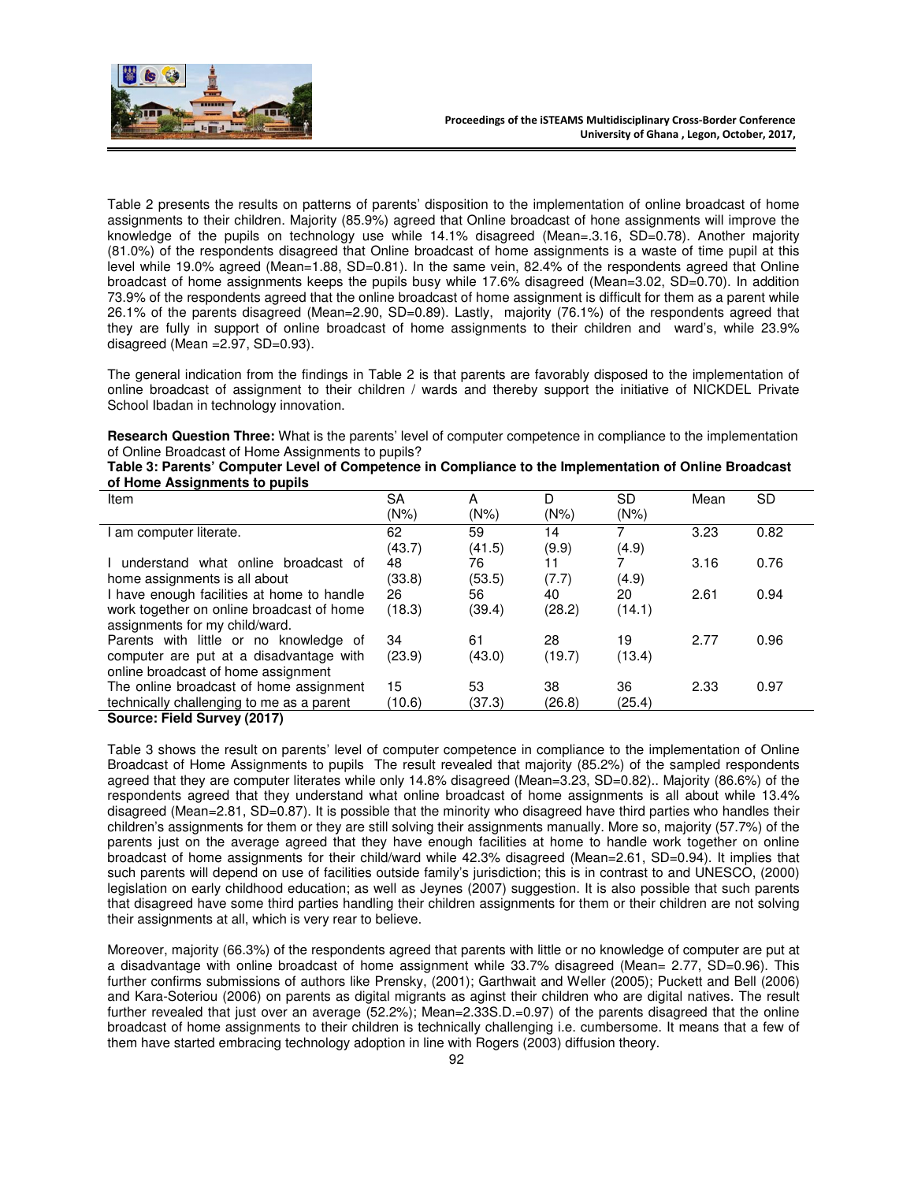Table 2 presents the results on patterns of parents' disposition to the implementation of online broadcast of home assignments to their children. Majority (85.9%) agreed that Online broadcast of hone assignments will improve the knowledge of the pupils on technology use while 14.1% disagreed (Mean=.3.16, SD=0.78). Another majority (81.0%) of the respondents disagreed that Online broadcast of home assignments is a waste of time pupil at this level while 19.0% agreed (Mean=1.88, SD=0.81). In the same vein, 82.4% of the respondents agreed that Online broadcast of home assignments keeps the pupils busy while 17.6% disagreed (Mean=3.02, SD=0.70). In addition 73.9% of the respondents agreed that the online broadcast of home assignment is difficult for them as a parent while 26.1% of the parents disagreed (Mean=2.90, SD=0.89). Lastly, majority (76.1%) of the respondents agreed that they are fully in support of online broadcast of home assignments to their children and ward's, while 23.9% disagreed (Mean =2.97, SD=0.93).

The general indication from the findings in Table 2 is that parents are favorably disposed to the implementation of online broadcast of assignment to their children / wards and thereby support the initiative of NICKDEL Private School Ibadan in technology innovation.

**Research Question Three:** What is the parents' level of computer competence in compliance to the implementation of Online Broadcast of Home Assignments to pupils?

**Table 3: Parents' Computer Level of Competence in Compliance to the Implementation of Online Broadcast of Home Assignments to pupils**

| Item | SA (N%) | A (N%) | D (N%) | SD (N%) | Mean | SD |
|---|---|---|---|---|---|---|
| I am computer literate. | 62 (43.7) | 59 (41.5) | 14 (9.9) | 7 (4.9) | 3.23 | 0.82 |
| I understand what online broadcast of home assignments is all about | 48 (33.8) | 76 (53.5) | 11 (7.7) | 7 (4.9) | 3.16 | 0.76 |
| I have enough facilities at home to handle work together on online broadcast of home assignments for my child/ward. | 26 (18.3) | 56 (39.4) | 40 (28.2) | 20 (14.1) | 2.61 | 0.94 |
| Parents with little or no knowledge of computer are put at a disadvantage with online broadcast of home assignment | 34 (23.9) | 61 (43.0) | 28 (19.7) | 19 (13.4) | 2.77 | 0.96 |
| The online broadcast of home assignment technically challenging to me as a parent | 15 (10.6) | 53 (37.3) | 38 (26.8) | 36 (25.4) | 2.33 | 0.97 |

**Source: Field Survey (2017)**

Table 3 shows the result on parents' level of computer competence in compliance to the implementation of Online Broadcast of Home Assignments to pupils The result revealed that majority (85.2%) of the sampled respondents agreed that they are computer literates while only 14.8% disagreed (Mean=3.23, SD=0.82).. Majority (86.6%) of the respondents agreed that they understand what online broadcast of home assignments is all about while 13.4% disagreed (Mean=2.81, SD=0.87). It is possible that the minority who disagreed have third parties who handles their children's assignments for them or they are still solving their assignments manually. More so, majority (57.7%) of the parents just on the average agreed that they have enough facilities at home to handle work together on online broadcast of home assignments for their child/ward while 42.3% disagreed (Mean=2.61, SD=0.94). It implies that such parents will depend on use of facilities outside family's jurisdiction; this is in contrast to and UNESCO, (2000) legislation on early childhood education; as well as Jeynes (2007) suggestion. It is also possible that such parents that disagreed have some third parties handling their children assignments for them or their children are not solving their assignments at all, which is very rear to believe.

Moreover, majority (66.3%) of the respondents agreed that parents with little or no knowledge of computer are put at a disadvantage with online broadcast of home assignment while 33.7% disagreed (Mean= 2.77, SD=0.96). This further confirms submissions of authors like Prensky, (2001); Garthwait and Weller (2005); Puckett and Bell (2006) and Kara-Soteriou (2006) on parents as digital migrants as aginst their children who are digital natives. The result further revealed that just over an average (52.2%); Mean=2.33S.D.=0.97) of the parents disagreed that the online broadcast of home assignments to their children is technically challenging i.e. cumbersome. It means that a few of them have started embracing technology adoption in line with Rogers (2003) diffusion theory.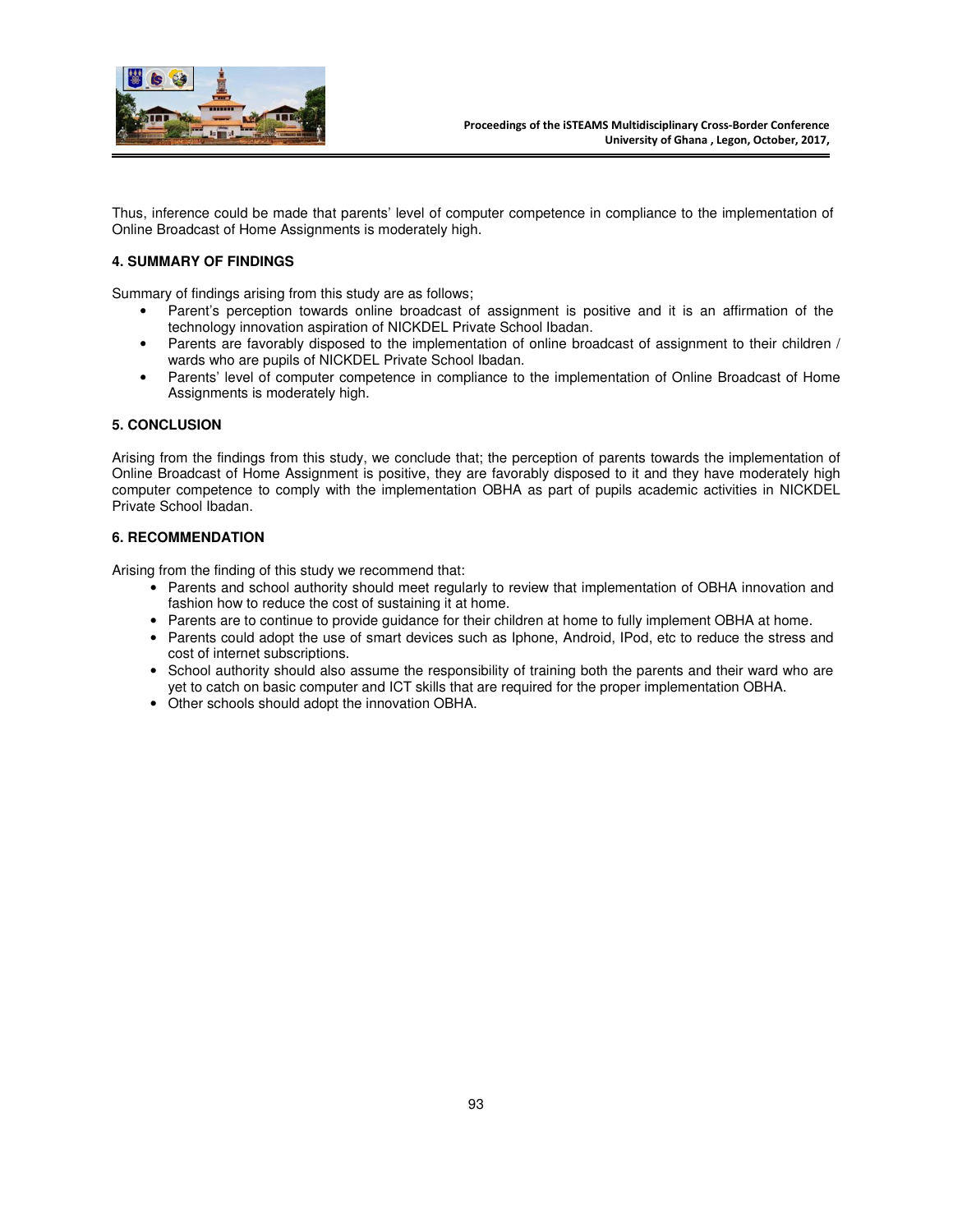Thus, inference could be made that parents' level of computer competence in compliance to the implementation of Online Broadcast of Home Assignments is moderately high.

### 4. SUMMARY OF FINDINGS

Summary of findings arising from this study are as follows;

- Parent's perception towards online broadcast of assignment is positive and it is an affirmation of the technology innovation aspiration of NICKDEL Private School Ibadan.
- Parents are favorably disposed to the implementation of online broadcast of assignment to their children / wards who are pupils of NICKDEL Private School Ibadan.
- Parents' level of computer competence in compliance to the implementation of Online Broadcast of Home Assignments is moderately high.

### 5. CONCLUSION

Arising from the findings from this study, we conclude that; the perception of parents towards the implementation of Online Broadcast of Home Assignment is positive, they are favorably disposed to it and they have moderately high computer competence to comply with the implementation OBHA as part of pupils academic activities in NICKDEL Private School Ibadan.

### 6. RECOMMENDATION

Arising from the finding of this study we recommend that:

- Parents and school authority should meet regularly to review that implementation of OBHA innovation and fashion how to reduce the cost of sustaining it at home.
- Parents are to continue to provide guidance for their children at home to fully implement OBHA at home.
- Parents could adopt the use of smart devices such as Iphone, Android, IPod, etc to reduce the stress and cost of internet subscriptions.
- School authority should also assume the responsibility of training both the parents and their ward who are yet to catch on basic computer and ICT skills that are required for the proper implementation OBHA.
- Other schools should adopt the innovation OBHA.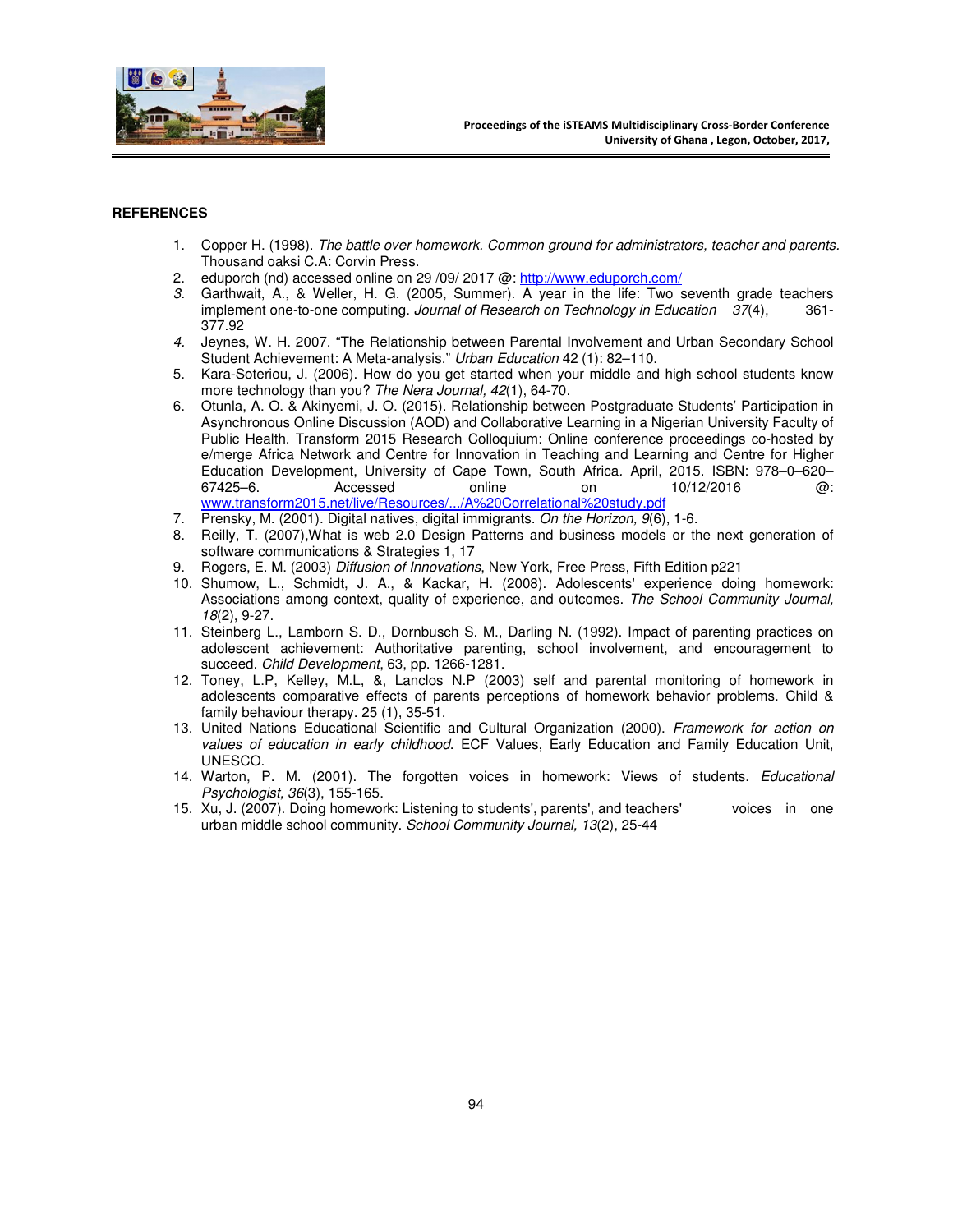## REFERENCES

1. Copper H. (1998). *The battle over homework. Common ground for administrators, teacher and parents.* Thousand oaksi C.A: Corvin Press.
2. eduporch (nd) accessed online on 29 /09/ 2017 @: http://www.eduporch.com/
3. Garthwait, A., & Weller, H. G. (2005, Summer). A year in the life: Two seventh grade teachers implement one-to-one computing. *Journal of Research on Technology in Education 37*(4), 361-377.92
4. Jeynes, W. H. 2007. "The Relationship between Parental Involvement and Urban Secondary School Student Achievement: A Meta-analysis." *Urban Education* 42 (1): 82–110.
5. Kara-Soteriou, J. (2006). How do you get started when your middle and high school students know more technology than you? *The Nera Journal, 42*(1), 64-70.
6. Otunla, A. O. & Akinyemi, J. O. (2015). Relationship between Postgraduate Students' Participation in Asynchronous Online Discussion (AOD) and Collaborative Learning in a Nigerian University Faculty of Public Health. Transform 2015 Research Colloquium: Online conference proceedings co-hosted by e/merge Africa Network and Centre for Innovation in Teaching and Learning and Centre for Higher Education Development, University of Cape Town, South Africa. April, 2015. ISBN: 978–0–620–67425–6. Accessed online on 10/12/2016 @: www.transform2015.net/live/Resources/.../A%20Correlational%20study.pdf
7. Prensky, M. (2001). Digital natives, digital immigrants. *On the Horizon, 9*(6), 1-6.
8. Reilly, T. (2007),What is web 2.0 Design Patterns and business models or the next generation of software communications & Strategies 1, 17
9. Rogers, E. M. (2003) *Diffusion of Innovations*, New York, Free Press, Fifth Edition p221
10. Shumow, L., Schmidt, J. A., & Kackar, H. (2008). Adolescents' experience doing homework: Associations among context, quality of experience, and outcomes. *The School Community Journal, 18*(2), 9-27.
11. Steinberg L., Lamborn S. D., Dornbusch S. M., Darling N. (1992). Impact of parenting practices on adolescent achievement: Authoritative parenting, school involvement, and encouragement to succeed. *Child Development*, 63, pp. 1266-1281.
12. Toney, L.P, Kelley, M.L, &, Lanclos N.P (2003) self and parental monitoring of homework in adolescents comparative effects of parents perceptions of homework behavior problems. Child & family behaviour therapy. 25 (1), 35-51.
13. United Nations Educational Scientific and Cultural Organization (2000). *Framework for action on values of education in early childhood*. ECF Values, Early Education and Family Education Unit, UNESCO.
14. Warton, P. M. (2001). The forgotten voices in homework: Views of students. *Educational Psychologist, 36*(3), 155-165.
15. Xu, J. (2007). Doing homework: Listening to students', parents', and teachers' voices in one urban middle school community. *School Community Journal, 13*(2), 25-44